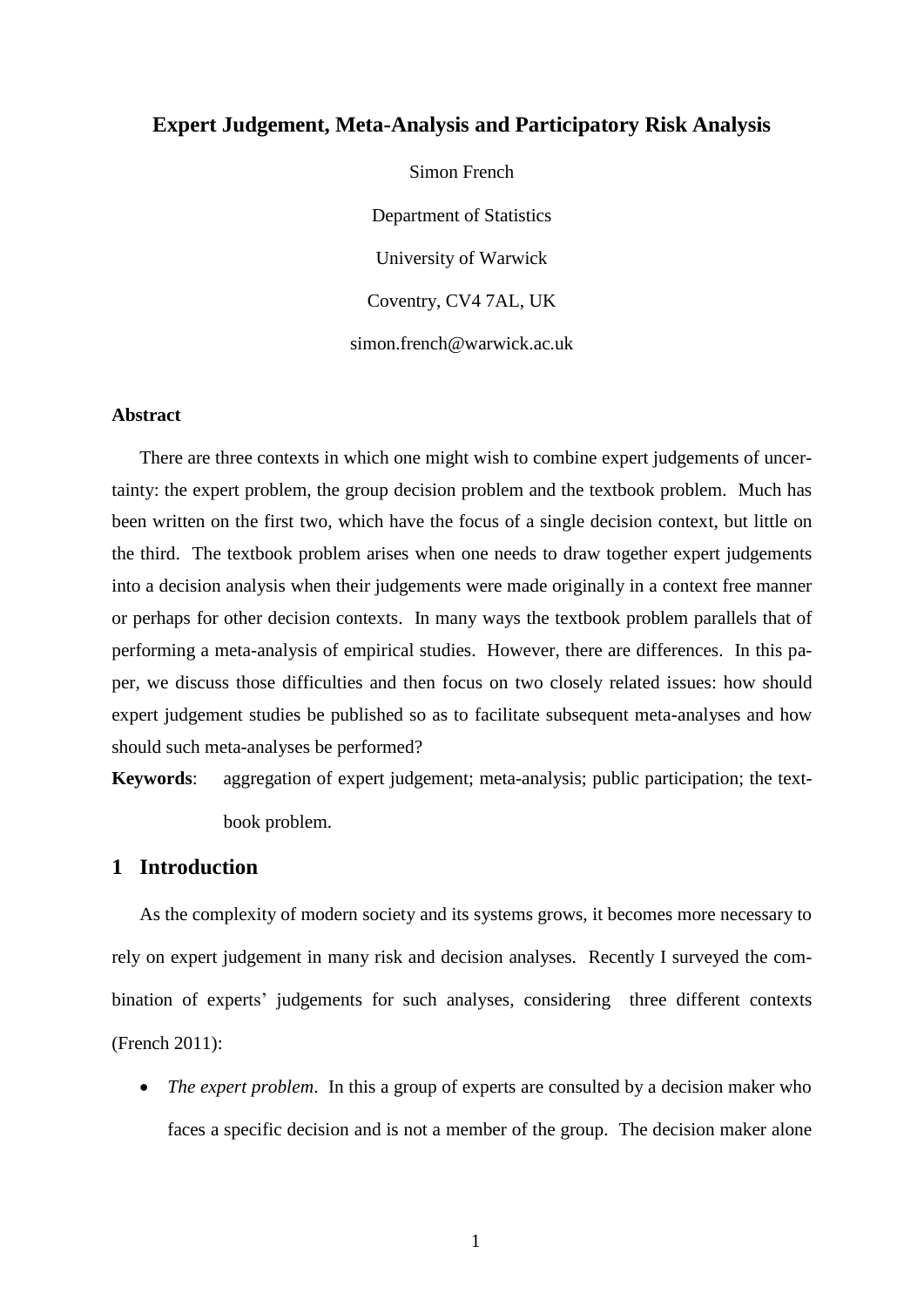# Expert Judgement, Meta-Analysis and Participatory Risk Analysis

Simon French

Department of Statistics

University of Warwick

Coventry, CV4 7AL, UK

simon.french@warwick.ac.uk

### Abstract

There are three contexts in which one might wish to combine expert judgements of uncertainty: the expert problem, the group decision problem and the textbook problem. Much has been written on the first two, which have the focus of a single decision context, but little on the third. The textbook problem arises when one needs to draw together expert judgements into a decision analysis when their judgements were made originally in a context free manner or perhaps for other decision contexts. In many ways the textbook problem parallels that of performing a meta-analysis of empirical studies. However, there are differences. In this paper, we discuss those difficulties and then focus on two closely related issues: how should expert judgement studies be published so as to facilitate subsequent meta-analyses and how should such meta-analyses be performed?

**Keywords**: aggregation of expert judgement; meta-analysis; public participation; the textbook problem.

## 1 Introduction

As the complexity of modern society and its systems grows, it becomes more necessary to rely on expert judgement in many risk and decision analyses. Recently I surveyed the combination of experts' judgements for such analyses, considering three different contexts (French 2011):

- *The expert problem*. In this a group of experts are consulted by a decision maker who faces a specific decision and is not a member of the group. The decision maker alone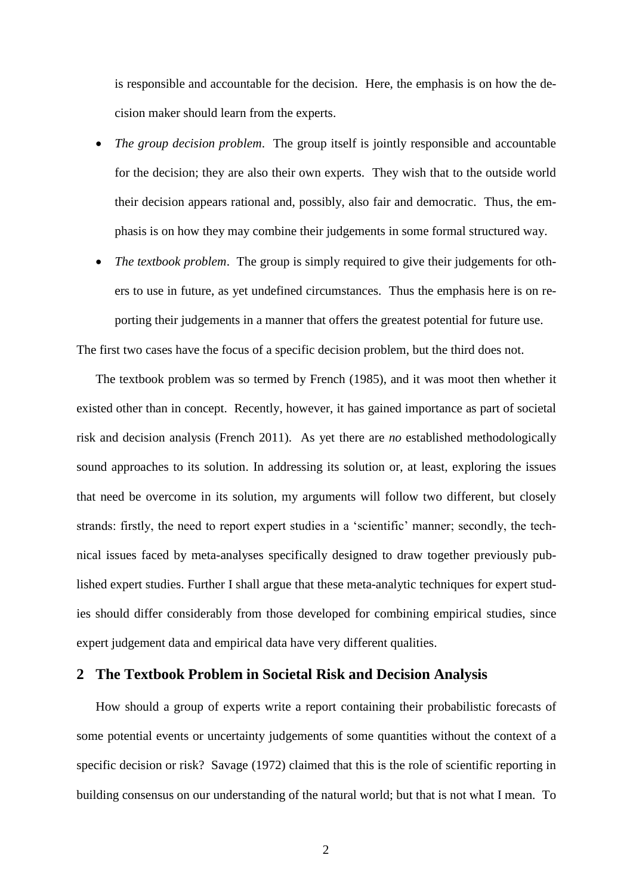is responsible and accountable for the decision. Here, the emphasis is on how the decision maker should learn from the experts.

- *The group decision problem*. The group itself is jointly responsible and accountable for the decision; they are also their own experts. They wish that to the outside world their decision appears rational and, possibly, also fair and democratic. Thus, the emphasis is on how they may combine their judgements in some formal structured way.
- *The textbook problem*. The group is simply required to give their judgements for others to use in future, as yet undefined circumstances. Thus the emphasis here is on reporting their judgements in a manner that offers the greatest potential for future use.

The first two cases have the focus of a specific decision problem, but the third does not.

The textbook problem was so termed by French (1985), and it was moot then whether it existed other than in concept. Recently, however, it has gained importance as part of societal risk and decision analysis (French 2011). As yet there are *no* established methodologically sound approaches to its solution. In addressing its solution or, at least, exploring the issues that need be overcome in its solution, my arguments will follow two different, but closely strands: firstly, the need to report expert studies in a 'scientific' manner; secondly, the technical issues faced by meta-analyses specifically designed to draw together previously published expert studies. Further I shall argue that these meta-analytic techniques for expert studies should differ considerably from those developed for combining empirical studies, since expert judgement data and empirical data have very different qualities.

## 2 The Textbook Problem in Societal Risk and Decision Analysis

How should a group of experts write a report containing their probabilistic forecasts of some potential events or uncertainty judgements of some quantities without the context of a specific decision or risk? Savage (1972) claimed that this is the role of scientific reporting in building consensus on our understanding of the natural world; but that is not what I mean. To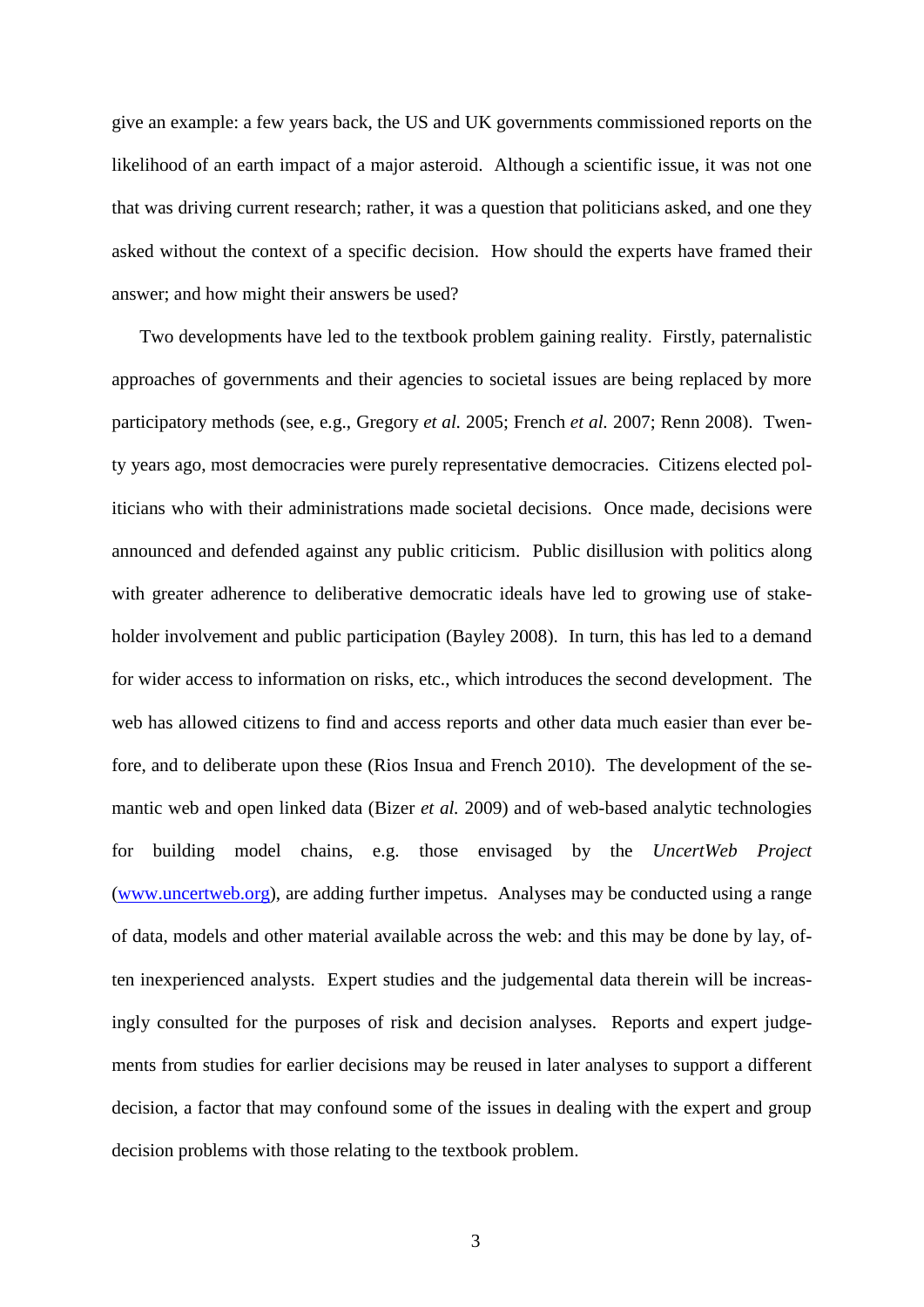give an example: a few years back, the US and UK governments commissioned reports on the likelihood of an earth impact of a major asteroid. Although a scientific issue, it was not one that was driving current research; rather, it was a question that politicians asked, and one they asked without the context of a specific decision. How should the experts have framed their answer; and how might their answers be used?

Two developments have led to the textbook problem gaining reality. Firstly, paternalistic approaches of governments and their agencies to societal issues are being replaced by more participatory methods (see, e.g., Gregory *et al.* 2005; French *et al.* 2007; Renn 2008). Twenty years ago, most democracies were purely representative democracies. Citizens elected politicians who with their administrations made societal decisions. Once made, decisions were announced and defended against any public criticism. Public disillusion with politics along with greater adherence to deliberative democratic ideals have led to growing use of stakeholder involvement and public participation (Bayley 2008). In turn, this has led to a demand for wider access to information on risks, etc., which introduces the second development. The web has allowed citizens to find and access reports and other data much easier than ever before, and to deliberate upon these (Rios Insua and French 2010). The development of the semantic web and open linked data (Bizer *et al.* 2009) and of web-based analytic technologies for building model chains, e.g. those envisaged by the *UncertWeb Project* ([www.uncertweb.org](www.uncertweb.org)), are adding further impetus. Analyses may be conducted using a range of data, models and other material available across the web: and this may be done by lay, often inexperienced analysts. Expert studies and the judgemental data therein will be increasingly consulted for the purposes of risk and decision analyses. Reports and expert judgements from studies for earlier decisions may be reused in later analyses to support a different decision, a factor that may confound some of the issues in dealing with the expert and group decision problems with those relating to the textbook problem.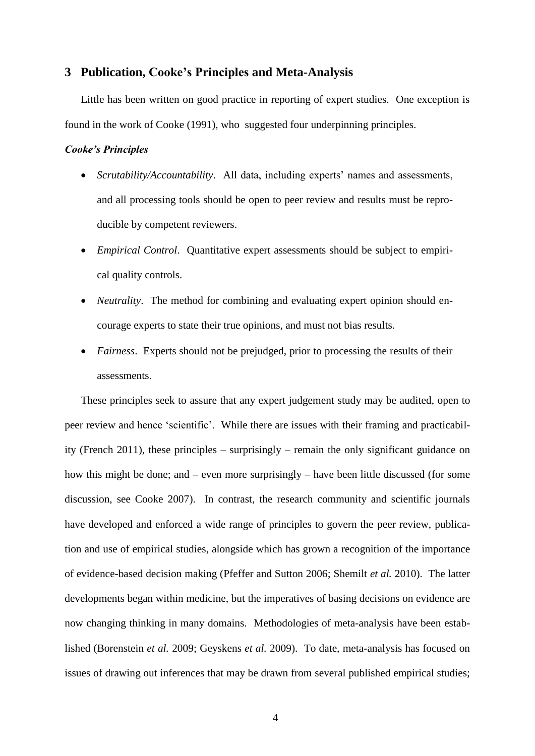## 3 Publication, Cooke's Principles and Meta-Analysis

Little has been written on good practice in reporting of expert studies. One exception is found in the work of Cooke (1991), who suggested four underpinning principles.

***Cooke's Principles***

- *Scrutability/Accountability*. All data, including experts' names and assessments, and all processing tools should be open to peer review and results must be reproducible by competent reviewers.
- *Empirical Control*. Quantitative expert assessments should be subject to empirical quality controls.
- *Neutrality*. The method for combining and evaluating expert opinion should encourage experts to state their true opinions, and must not bias results.
- *Fairness*. Experts should not be prejudged, prior to processing the results of their assessments.

These principles seek to assure that any expert judgement study may be audited, open to peer review and hence 'scientific'. While there are issues with their framing and practicability (French 2011), these principles – surprisingly – remain the only significant guidance on how this might be done; and – even more surprisingly – have been little discussed (for some discussion, see Cooke 2007). In contrast, the research community and scientific journals have developed and enforced a wide range of principles to govern the peer review, publication and use of empirical studies, alongside which has grown a recognition of the importance of evidence-based decision making (Pfeffer and Sutton 2006; Shemilt *et al.* 2010). The latter developments began within medicine, but the imperatives of basing decisions on evidence are now changing thinking in many domains. Methodologies of meta-analysis have been established (Borenstein *et al.* 2009; Geyskens *et al.* 2009). To date, meta-analysis has focused on issues of drawing out inferences that may be drawn from several published empirical studies;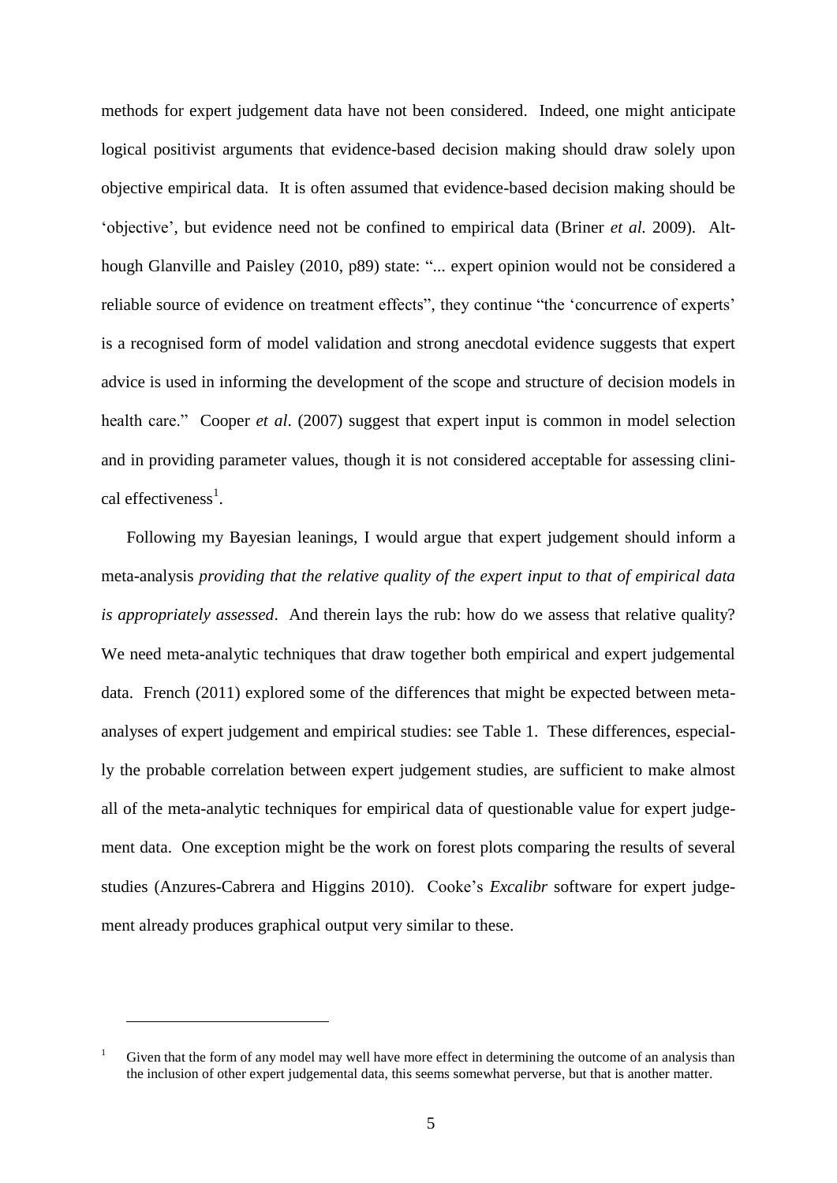methods for expert judgement data have not been considered. Indeed, one might anticipate logical positivist arguments that evidence-based decision making should draw solely upon objective empirical data. It is often assumed that evidence-based decision making should be 'objective', but evidence need not be confined to empirical data (Briner *et al.* 2009). Although Glanville and Paisley (2010, p89) state: "... expert opinion would not be considered a reliable source of evidence on treatment effects", they continue "the 'concurrence of experts' is a recognised form of model validation and strong anecdotal evidence suggests that expert advice is used in informing the development of the scope and structure of decision models in health care." Cooper *et al*. (2007) suggest that expert input is common in model selection and in providing parameter values, though it is not considered acceptable for assessing clinical effectiveness[1].

Following my Bayesian leanings, I would argue that expert judgement should inform a meta-analysis *providing that the relative quality of the expert input to that of empirical data is appropriately assessed*. And therein lays the rub: how do we assess that relative quality? We need meta-analytic techniques that draw together both empirical and expert judgemental data. French (2011) explored some of the differences that might be expected between meta-analyses of expert judgement and empirical studies: see Table 1. These differences, especially the probable correlation between expert judgement studies, are sufficient to make almost all of the meta-analytic techniques for empirical data of questionable value for expert judgement data. One exception might be the work on forest plots comparing the results of several studies (Anzures-Cabrera and Higgins 2010). Cooke's *Excalibr* software for expert judgement already produces graphical output very similar to these.

[1] Given that the form of any model may well have more effect in determining the outcome of an analysis than the inclusion of other expert judgemental data, this seems somewhat perverse, but that is another matter.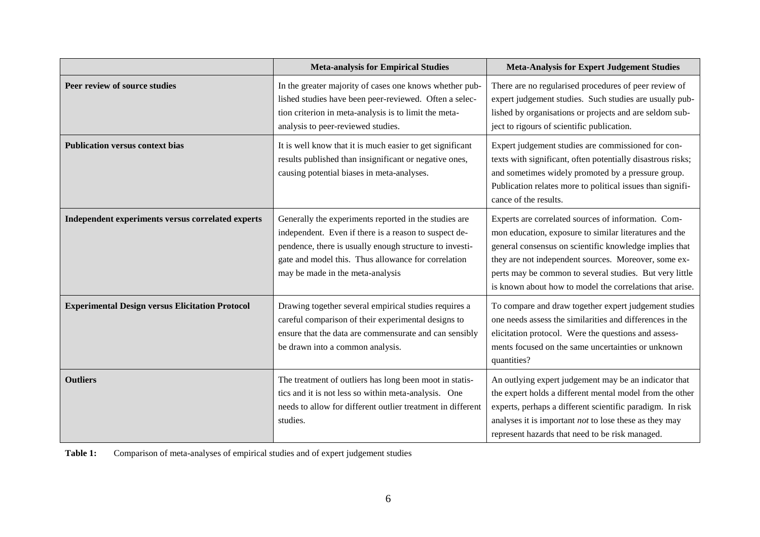| | **Meta-analysis for Empirical Studies** | **Meta-Analysis for Expert Judgement Studies** |
|---|---|---|
| **Peer review of source studies** | In the greater majority of cases one knows whether published studies have been peer-reviewed. Often a selection criterion in meta-analysis is to limit the meta-analysis to peer-reviewed studies. | There are no regularised procedures of peer review of expert judgement studies. Such studies are usually published by organisations or projects and are seldom subject to rigours of scientific publication. |
| **Publication versus context bias** | It is well know that it is much easier to get significant results published than insignificant or negative ones, causing potential biases in meta-analyses. | Expert judgement studies are commissioned for contexts with significant, often potentially disastrous risks; and sometimes widely promoted by a pressure group. Publication relates more to political issues than significance of the results. |
| **Independent experiments versus correlated experts** | Generally the experiments reported in the studies are independent. Even if there is a reason to suspect dependence, there is usually enough structure to investigate and model this. Thus allowance for correlation may be made in the meta-analysis | Experts are correlated sources of information. Common education, exposure to similar literatures and the general consensus on scientific knowledge implies that they are not independent sources. Moreover, some experts may be common to several studies. But very little is known about how to model the correlations that arise. |
| **Experimental Design versus Elicitation Protocol** | Drawing together several empirical studies requires a careful comparison of their experimental designs to ensure that the data are commensurate and can sensibly be drawn into a common analysis. | To compare and draw together expert judgement studies one needs assess the similarities and differences in the elicitation protocol. Were the questions and assessments focused on the same uncertainties or unknown quantities? |
| **Outliers** | The treatment of outliers has long been moot in statistics and it is not less so within meta-analysis. One needs to allow for different outlier treatment in different studies. | An outlying expert judgement may be an indicator that the expert holds a different mental model from the other experts, perhaps a different scientific paradigm. In risk analyses it is important *not* to lose these as they may represent hazards that need to be risk managed. |

**Table 1:** Comparison of meta-analyses of empirical studies and of expert judgement studies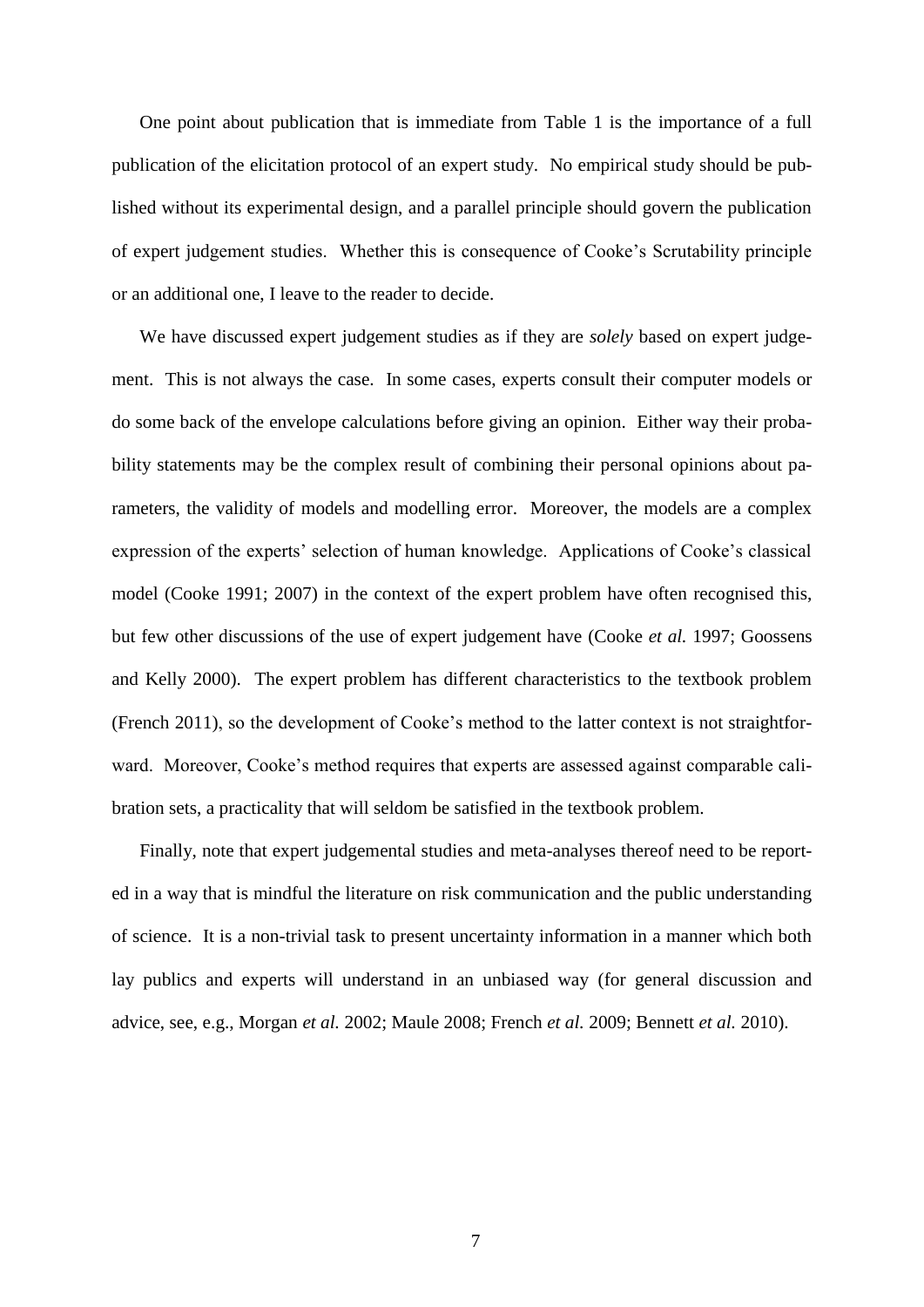One point about publication that is immediate from Table 1 is the importance of a full publication of the elicitation protocol of an expert study. No empirical study should be published without its experimental design, and a parallel principle should govern the publication of expert judgement studies. Whether this is consequence of Cooke's Scrutability principle or an additional one, I leave to the reader to decide.

We have discussed expert judgement studies as if they are *solely* based on expert judgement. This is not always the case. In some cases, experts consult their computer models or do some back of the envelope calculations before giving an opinion. Either way their probability statements may be the complex result of combining their personal opinions about parameters, the validity of models and modelling error. Moreover, the models are a complex expression of the experts' selection of human knowledge. Applications of Cooke's classical model (Cooke 1991; 2007) in the context of the expert problem have often recognised this, but few other discussions of the use of expert judgement have (Cooke *et al.* 1997; Goossens and Kelly 2000). The expert problem has different characteristics to the textbook problem (French 2011), so the development of Cooke's method to the latter context is not straightforward. Moreover, Cooke's method requires that experts are assessed against comparable calibration sets, a practicality that will seldom be satisfied in the textbook problem.

Finally, note that expert judgemental studies and meta-analyses thereof need to be reported in a way that is mindful the literature on risk communication and the public understanding of science. It is a non-trivial task to present uncertainty information in a manner which both lay publics and experts will understand in an unbiased way (for general discussion and advice, see, e.g., Morgan *et al.* 2002; Maule 2008; French *et al.* 2009; Bennett *et al.* 2010).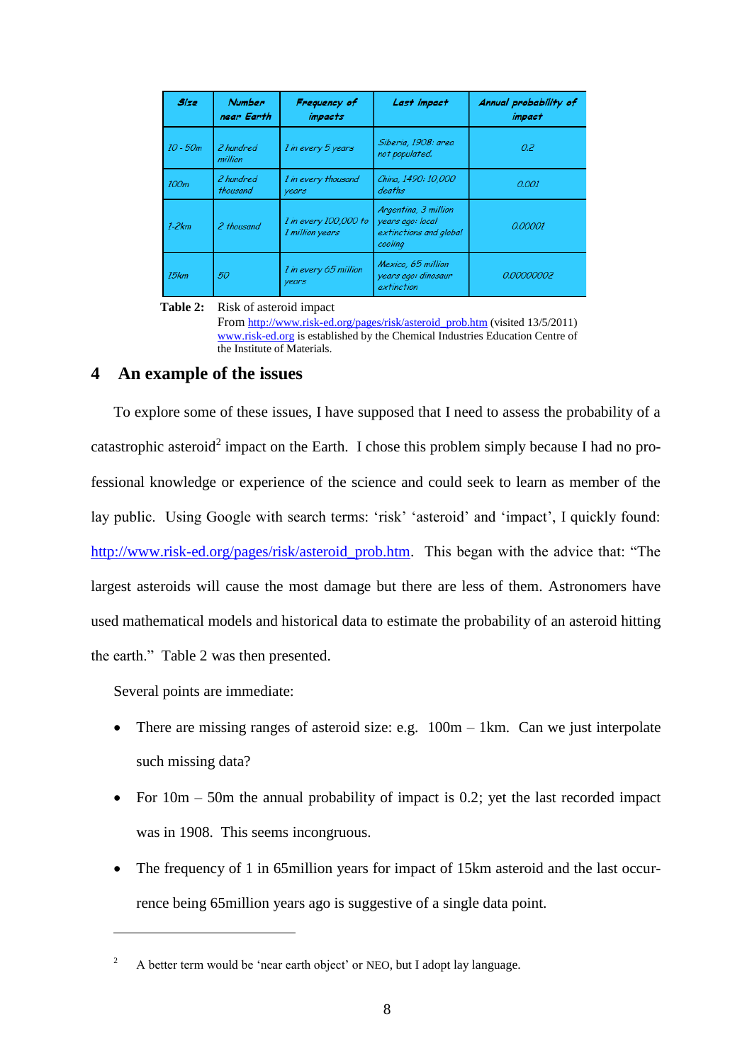| Size | Number near Earth | Frequency of impacts | Last impact | Annual probability of impact |
|---|---|---|---|---|
| 10 - 50m | 2 hundred million | 1 in every 5 years | Siberia, 1908: area not populated. | 0.2 |
| 100m | 2 hundred thousand | 1 in every thousand years | China, 1490: 10,000 deaths | 0.001 |
| 1-2km | 2 thousand | 1 in every 100,000 to 1 million years | Argentina, 3 million years ago: local extinctions and global cooling | 0.00001 |
| 15km | 50 | 1 in every 65 million years | Mexico, 65 million years ago: dinosaur extinction | 0.00000002 |

**Table 2:** Risk of asteroid impact
From http://www.risk-ed.org/pages/risk/asteroid_prob.htm (visited 13/5/2011) www.risk-ed.org is established by the Chemical Industries Education Centre of the Institute of Materials.

## 4 An example of the issues

To explore some of these issues, I have supposed that I need to assess the probability of a catastrophic asteroid[2] impact on the Earth. I chose this problem simply because I had no professional knowledge or experience of the science and could seek to learn as member of the lay public. Using Google with search terms: 'risk' 'asteroid' and 'impact', I quickly found: http://www.risk-ed.org/pages/risk/asteroid_prob.htm. This began with the advice that: "The largest asteroids will cause the most damage but there are less of them. Astronomers have used mathematical models and historical data to estimate the probability of an asteroid hitting the earth." Table 2 was then presented.

Several points are immediate:

- There are missing ranges of asteroid size: e.g. 100m – 1km. Can we just interpolate such missing data?
- For 10m – 50m the annual probability of impact is 0.2; yet the last recorded impact was in 1908. This seems incongruous.
- The frequency of 1 in 65million years for impact of 15km asteroid and the last occurrence being 65million years ago is suggestive of a single data point.

[2] A better term would be 'near earth object' or NEO, but I adopt lay language.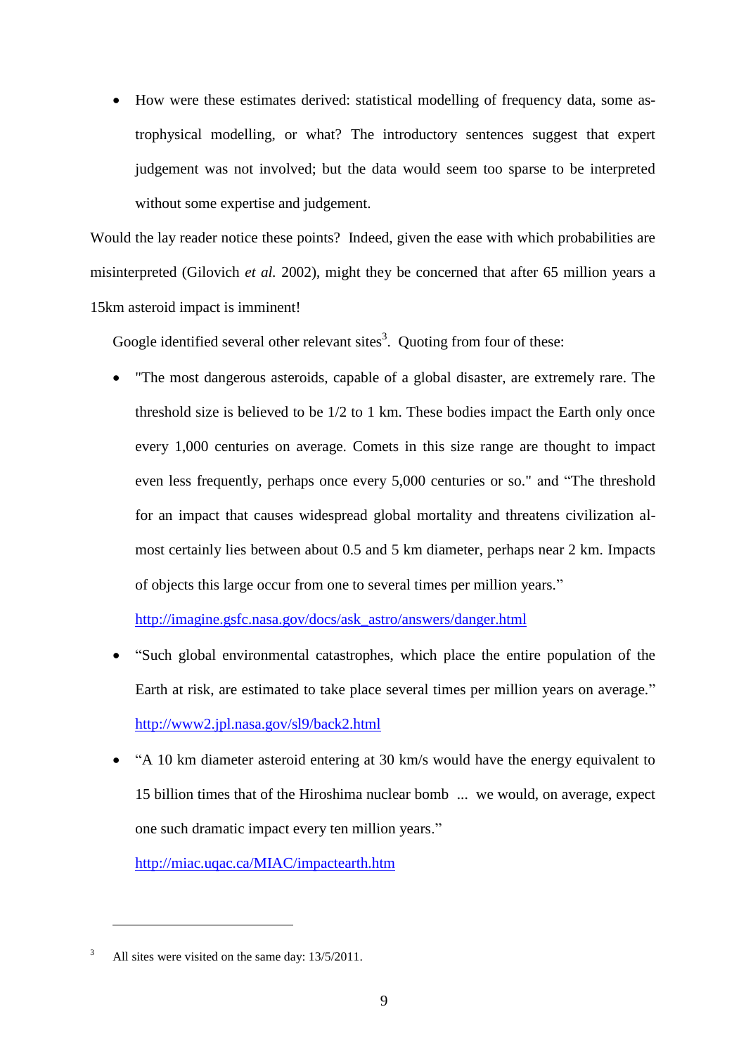- How were these estimates derived: statistical modelling of frequency data, some astrophysical modelling, or what? The introductory sentences suggest that expert judgement was not involved; but the data would seem too sparse to be interpreted without some expertise and judgement.

Would the lay reader notice these points? Indeed, given the ease with which probabilities are misinterpreted (Gilovich *et al.* 2002), might they be concerned that after 65 million years a 15km asteroid impact is imminent!

Google identified several other relevant sites[3]. Quoting from four of these:

- "The most dangerous asteroids, capable of a global disaster, are extremely rare. The threshold size is believed to be 1/2 to 1 km. These bodies impact the Earth only once every 1,000 centuries on average. Comets in this size range are thought to impact even less frequently, perhaps once every 5,000 centuries or so." and "The threshold for an impact that causes widespread global mortality and threatens civilization almost certainly lies between about 0.5 and 5 km diameter, perhaps near 2 km. Impacts of objects this large occur from one to several times per million years."
  http://imagine.gsfc.nasa.gov/docs/ask_astro/answers/danger.html
- "Such global environmental catastrophes, which place the entire population of the Earth at risk, are estimated to take place several times per million years on average."
  http://www2.jpl.nasa.gov/sl9/back2.html
- "A 10 km diameter asteroid entering at 30 km/s would have the energy equivalent to 15 billion times that of the Hiroshima nuclear bomb ... we would, on average, expect one such dramatic impact every ten million years."
  http://miac.uqac.ca/MIAC/impactearth.htm

---

[3] All sites were visited on the same day: 13/5/2011.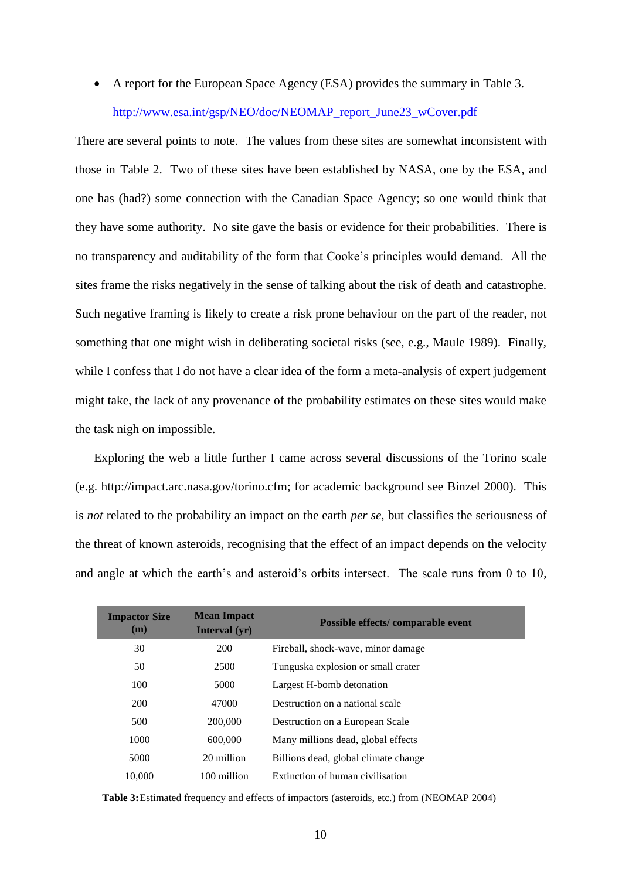- A report for the European Space Agency (ESA) provides the summary in Table 3. [http://www.esa.int/gsp/NEO/doc/NEOMAP_report_June23_wCover.pdf](http://www.esa.int/gsp/NEO/doc/NEOMAP_report_June23_wCover.pdf)

There are several points to note. The values from these sites are somewhat inconsistent with those in Table 2. Two of these sites have been established by NASA, one by the ESA, and one has (had?) some connection with the Canadian Space Agency; so one would think that they have some authority. No site gave the basis or evidence for their probabilities. There is no transparency and auditability of the form that Cooke's principles would demand. All the sites frame the risks negatively in the sense of talking about the risk of death and catastrophe. Such negative framing is likely to create a risk prone behaviour on the part of the reader, not something that one might wish in deliberating societal risks (see, e.g., Maule 1989). Finally, while I confess that I do not have a clear idea of the form a meta-analysis of expert judgement might take, the lack of any provenance of the probability estimates on these sites would make the task nigh on impossible.

Exploring the web a little further I came across several discussions of the Torino scale (e.g. http://impact.arc.nasa.gov/torino.cfm; for academic background see Binzel 2000). This is *not* related to the probability an impact on the earth *per se*, but classifies the seriousness of the threat of known asteroids, recognising that the effect of an impact depends on the velocity and angle at which the earth's and asteroid's orbits intersect. The scale runs from 0 to 10,

| Impactor Size (m) | Mean Impact Interval (yr) | Possible effects/ comparable event |
|---|---|---|
| 30 | 200 | Fireball, shock-wave, minor damage |
| 50 | 2500 | Tunguska explosion or small crater |
| 100 | 5000 | Largest H-bomb detonation |
| 200 | 47000 | Destruction on a national scale |
| 500 | 200,000 | Destruction on a European Scale |
| 1000 | 600,000 | Many millions dead, global effects |
| 5000 | 20 million | Billions dead, global climate change |
| 10,000 | 100 million | Extinction of human civilisation |

**Table 3:** Estimated frequency and effects of impactors (asteroids, etc.) from (NEOMAP 2004)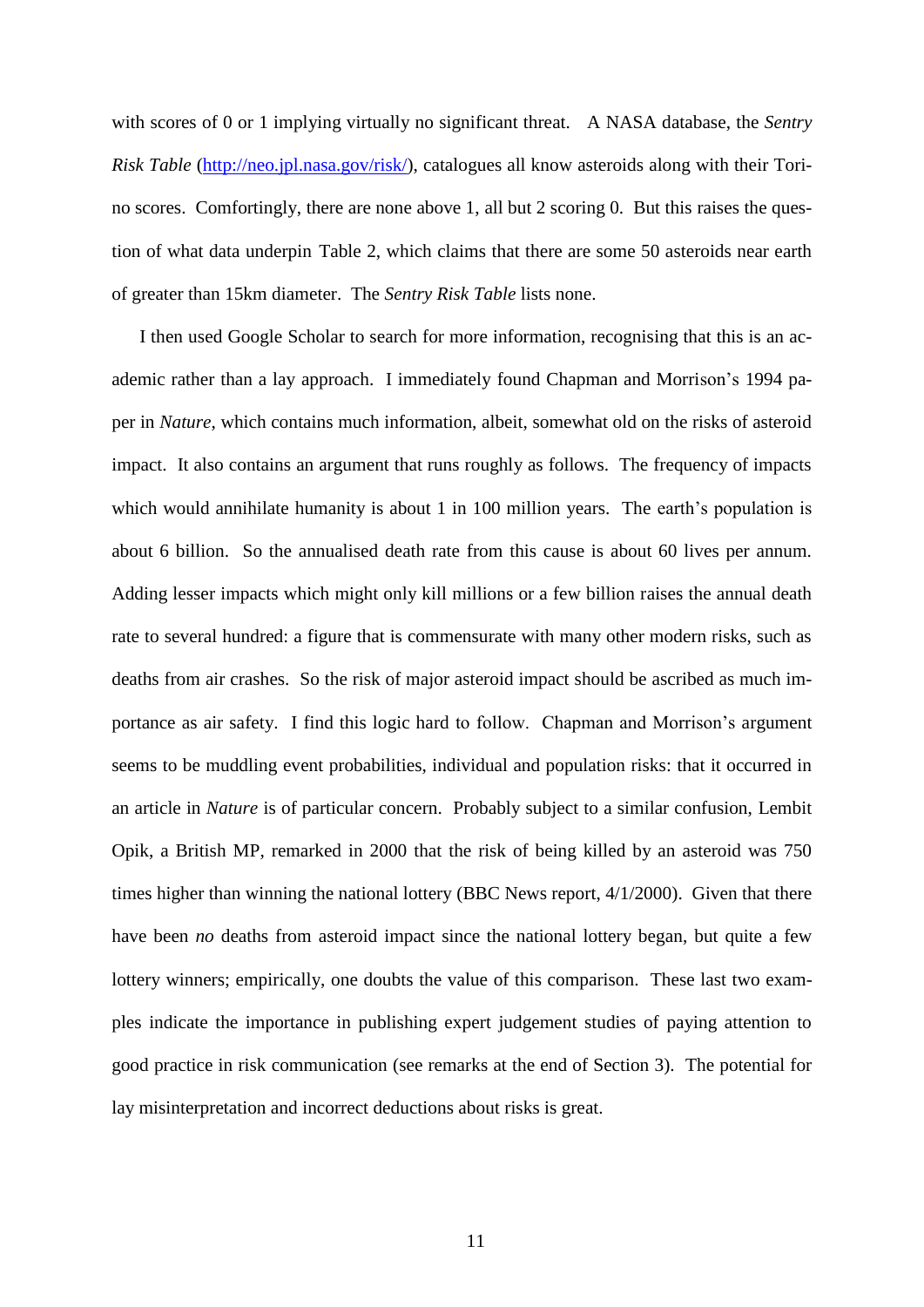with scores of 0 or 1 implying virtually no significant threat. A NASA database, the *Sentry Risk Table* (http://neo.jpl.nasa.gov/risk/), catalogues all know asteroids along with their Torino scores. Comfortingly, there are none above 1, all but 2 scoring 0. But this raises the question of what data underpin Table 2, which claims that there are some 50 asteroids near earth of greater than 15km diameter. The *Sentry Risk Table* lists none.

I then used Google Scholar to search for more information, recognising that this is an academic rather than a lay approach. I immediately found Chapman and Morrison's 1994 paper in *Nature*, which contains much information, albeit, somewhat old on the risks of asteroid impact. It also contains an argument that runs roughly as follows. The frequency of impacts which would annihilate humanity is about 1 in 100 million years. The earth's population is about 6 billion. So the annualised death rate from this cause is about 60 lives per annum. Adding lesser impacts which might only kill millions or a few billion raises the annual death rate to several hundred: a figure that is commensurate with many other modern risks, such as deaths from air crashes. So the risk of major asteroid impact should be ascribed as much importance as air safety. I find this logic hard to follow. Chapman and Morrison's argument seems to be muddling event probabilities, individual and population risks: that it occurred in an article in *Nature* is of particular concern. Probably subject to a similar confusion, Lembit Opik, a British MP, remarked in 2000 that the risk of being killed by an asteroid was 750 times higher than winning the national lottery (BBC News report, 4/1/2000). Given that there have been *no* deaths from asteroid impact since the national lottery began, but quite a few lottery winners; empirically, one doubts the value of this comparison. These last two examples indicate the importance in publishing expert judgement studies of paying attention to good practice in risk communication (see remarks at the end of Section 3). The potential for lay misinterpretation and incorrect deductions about risks is great.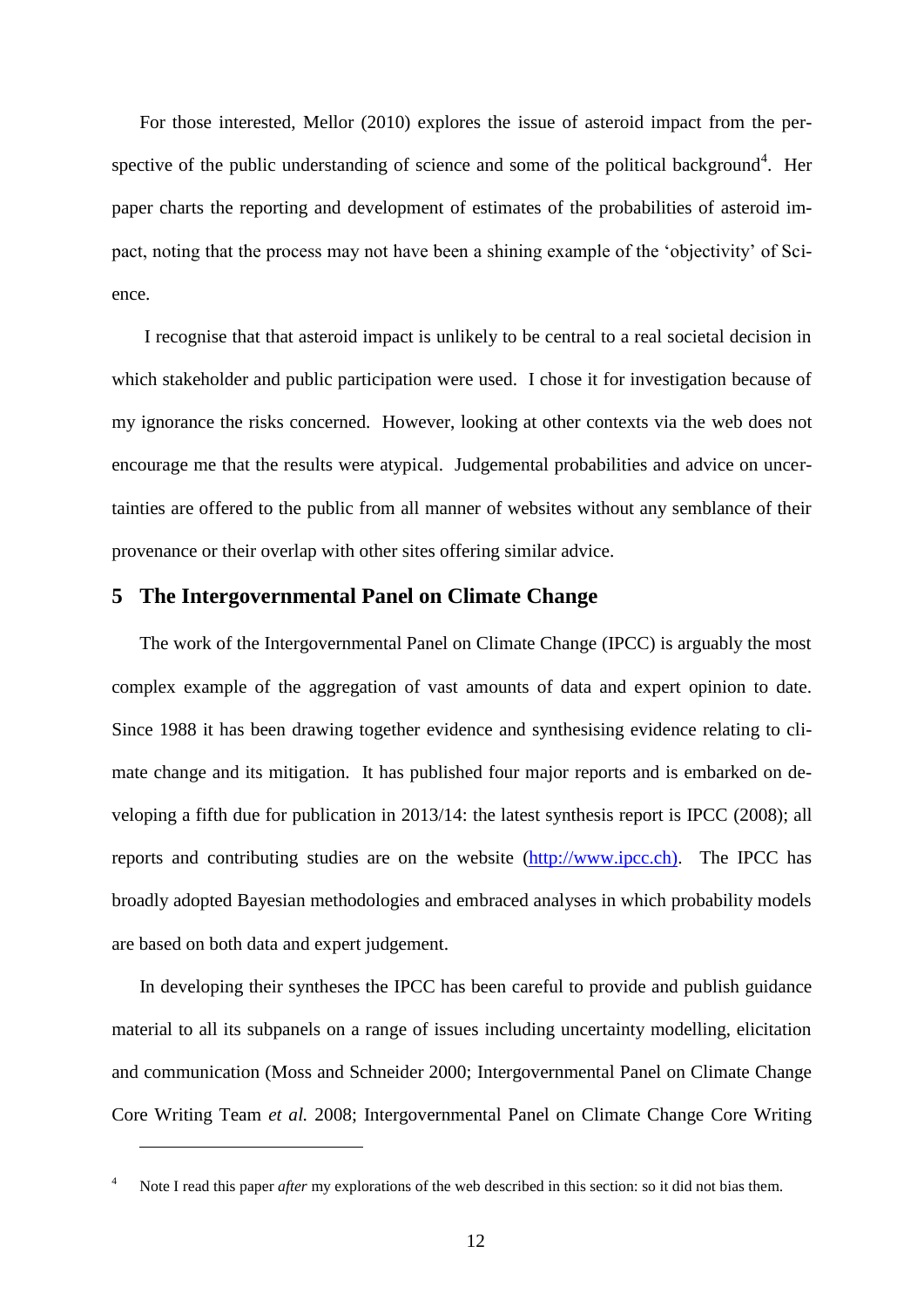For those interested, Mellor (2010) explores the issue of asteroid impact from the perspective of the public understanding of science and some of the political background[4]. Her paper charts the reporting and development of estimates of the probabilities of asteroid impact, noting that the process may not have been a shining example of the 'objectivity' of Science.

I recognise that that asteroid impact is unlikely to be central to a real societal decision in which stakeholder and public participation were used. I chose it for investigation because of my ignorance the risks concerned. However, looking at other contexts via the web does not encourage me that the results were atypical. Judgemental probabilities and advice on uncertainties are offered to the public from all manner of websites without any semblance of their provenance or their overlap with other sites offering similar advice.

## 5 The Intergovernmental Panel on Climate Change

The work of the Intergovernmental Panel on Climate Change (IPCC) is arguably the most complex example of the aggregation of vast amounts of data and expert opinion to date. Since 1988 it has been drawing together evidence and synthesising evidence relating to climate change and its mitigation. It has published four major reports and is embarked on developing a fifth due for publication in 2013/14: the latest synthesis report is IPCC (2008); all reports and contributing studies are on the website (http://www.ipcc.ch). The IPCC has broadly adopted Bayesian methodologies and embraced analyses in which probability models are based on both data and expert judgement.

In developing their syntheses the IPCC has been careful to provide and publish guidance material to all its subpanels on a range of issues including uncertainty modelling, elicitation and communication (Moss and Schneider 2000; Intergovernmental Panel on Climate Change Core Writing Team *et al.* 2008; Intergovernmental Panel on Climate Change Core Writing

---

[4] Note I read this paper *after* my explorations of the web described in this section: so it did not bias them.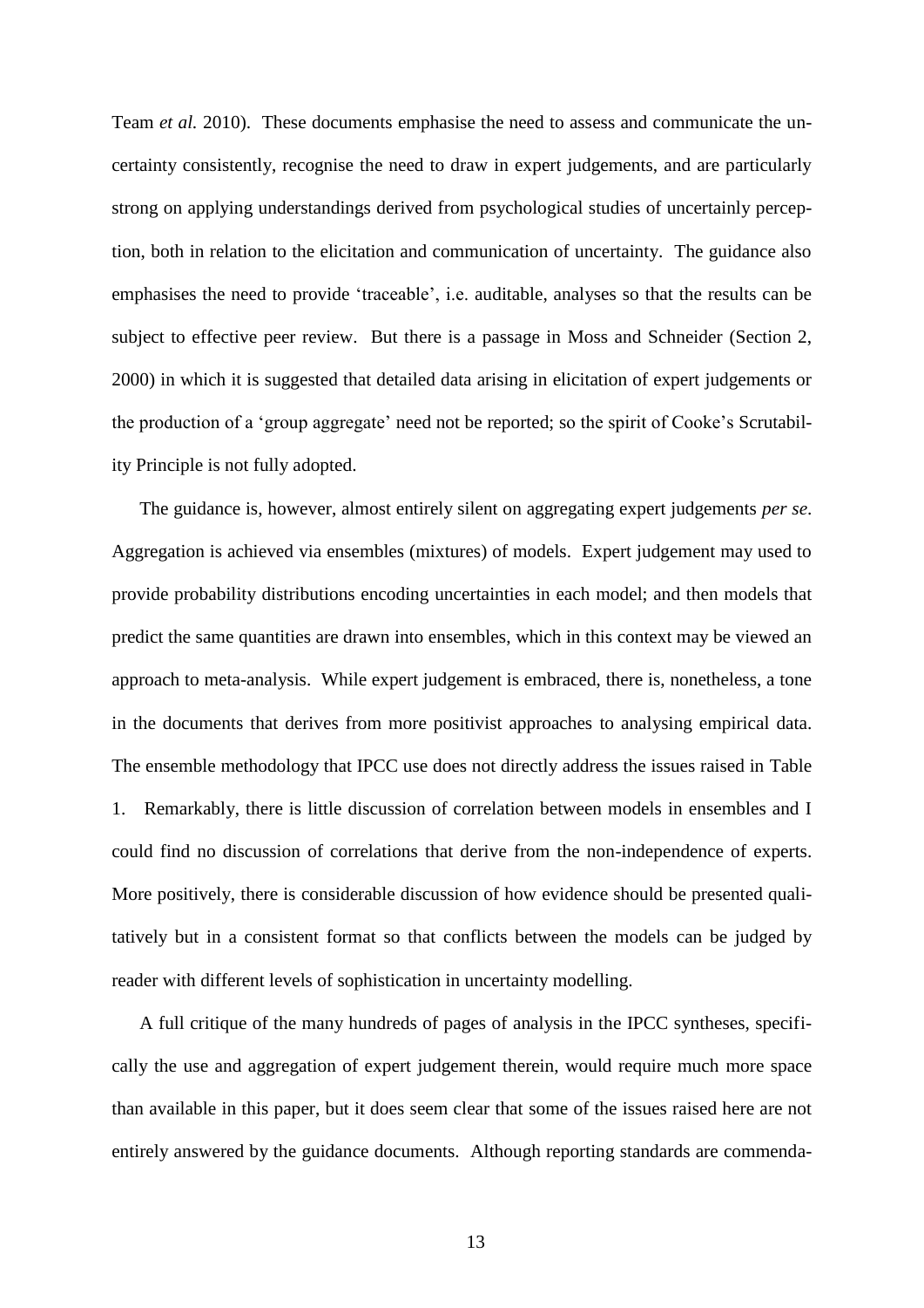Team *et al.* 2010). These documents emphasise the need to assess and communicate the uncertainty consistently, recognise the need to draw in expert judgements, and are particularly strong on applying understandings derived from psychological studies of uncertainly perception, both in relation to the elicitation and communication of uncertainty. The guidance also emphasises the need to provide 'traceable', i.e. auditable, analyses so that the results can be subject to effective peer review. But there is a passage in Moss and Schneider (Section 2, 2000) in which it is suggested that detailed data arising in elicitation of expert judgements or the production of a 'group aggregate' need not be reported; so the spirit of Cooke's Scrutability Principle is not fully adopted.

The guidance is, however, almost entirely silent on aggregating expert judgements *per se*. Aggregation is achieved via ensembles (mixtures) of models. Expert judgement may used to provide probability distributions encoding uncertainties in each model; and then models that predict the same quantities are drawn into ensembles, which in this context may be viewed an approach to meta-analysis. While expert judgement is embraced, there is, nonetheless, a tone in the documents that derives from more positivist approaches to analysing empirical data. The ensemble methodology that IPCC use does not directly address the issues raised in Table 1. Remarkably, there is little discussion of correlation between models in ensembles and I could find no discussion of correlations that derive from the non-independence of experts. More positively, there is considerable discussion of how evidence should be presented qualitatively but in a consistent format so that conflicts between the models can be judged by reader with different levels of sophistication in uncertainty modelling.

A full critique of the many hundreds of pages of analysis in the IPCC syntheses, specifically the use and aggregation of expert judgement therein, would require much more space than available in this paper, but it does seem clear that some of the issues raised here are not entirely answered by the guidance documents. Although reporting standards are commenda-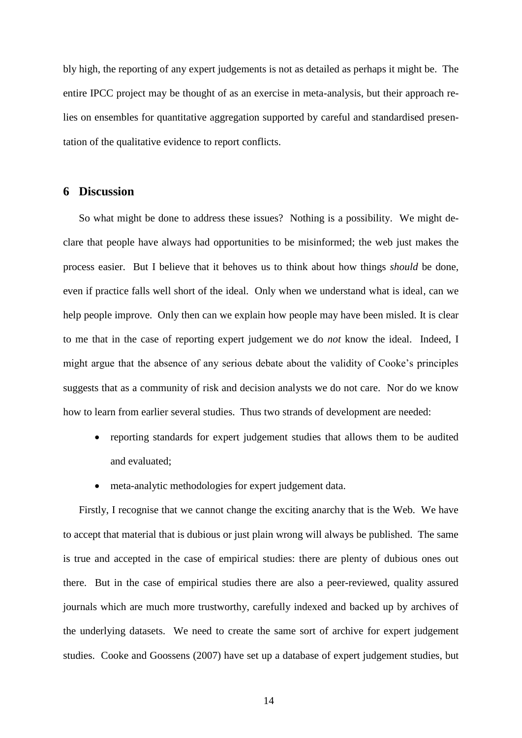bly high, the reporting of any expert judgements is not as detailed as perhaps it might be. The entire IPCC project may be thought of as an exercise in meta-analysis, but their approach relies on ensembles for quantitative aggregation supported by careful and standardised presentation of the qualitative evidence to report conflicts.

## 6 Discussion

So what might be done to address these issues? Nothing is a possibility. We might declare that people have always had opportunities to be misinformed; the web just makes the process easier. But I believe that it behoves us to think about how things *should* be done, even if practice falls well short of the ideal. Only when we understand what is ideal, can we help people improve. Only then can we explain how people may have been misled. It is clear to me that in the case of reporting expert judgement we do *not* know the ideal. Indeed, I might argue that the absence of any serious debate about the validity of Cooke's principles suggests that as a community of risk and decision analysts we do not care. Nor do we know how to learn from earlier several studies. Thus two strands of development are needed:

- reporting standards for expert judgement studies that allows them to be audited and evaluated;
- meta-analytic methodologies for expert judgement data.

Firstly, I recognise that we cannot change the exciting anarchy that is the Web. We have to accept that material that is dubious or just plain wrong will always be published. The same is true and accepted in the case of empirical studies: there are plenty of dubious ones out there. But in the case of empirical studies there are also a peer-reviewed, quality assured journals which are much more trustworthy, carefully indexed and backed up by archives of the underlying datasets. We need to create the same sort of archive for expert judgement studies. Cooke and Goossens (2007) have set up a database of expert judgement studies, but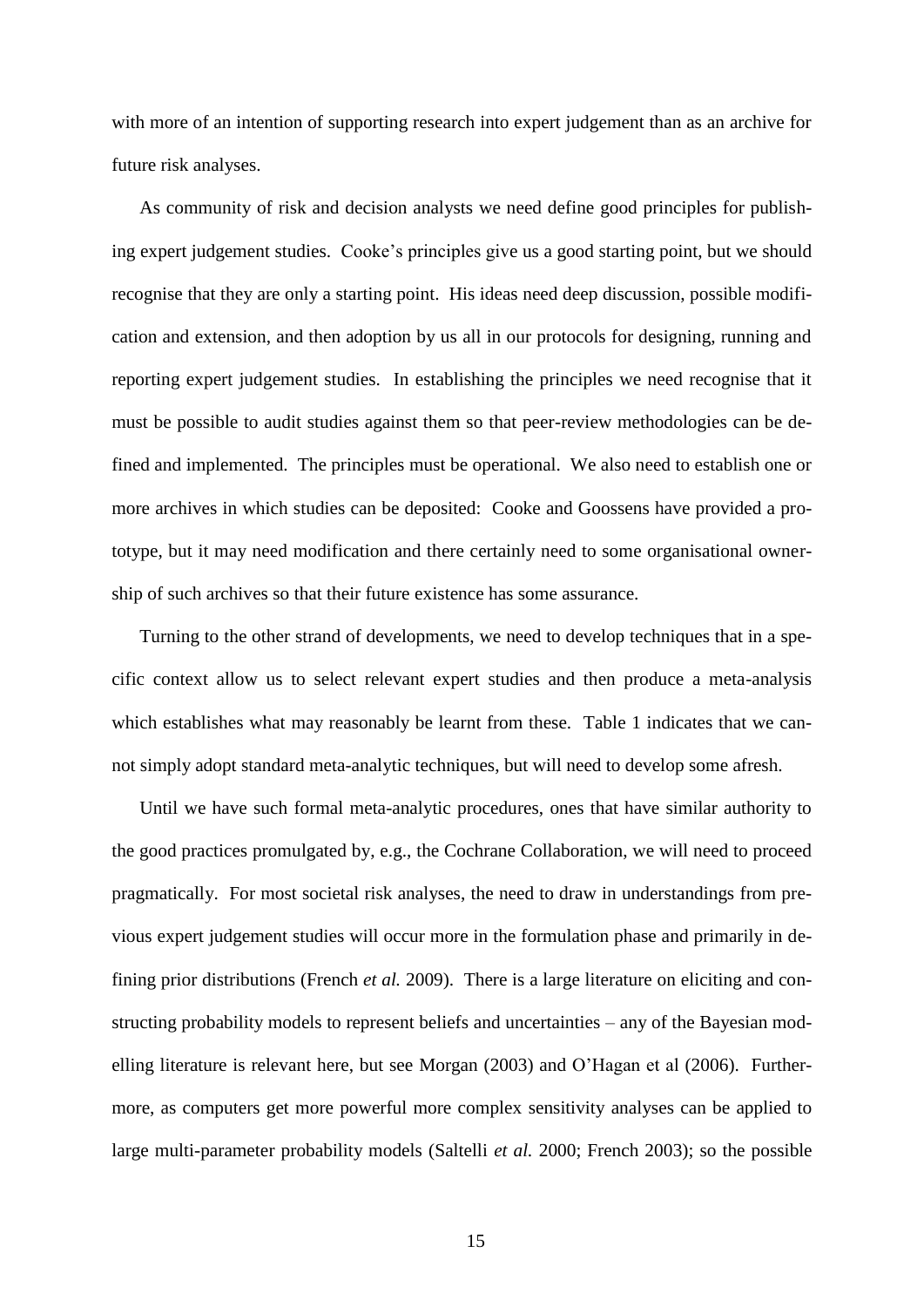with more of an intention of supporting research into expert judgement than as an archive for future risk analyses.

As community of risk and decision analysts we need define good principles for publishing expert judgement studies. Cooke's principles give us a good starting point, but we should recognise that they are only a starting point. His ideas need deep discussion, possible modification and extension, and then adoption by us all in our protocols for designing, running and reporting expert judgement studies. In establishing the principles we need recognise that it must be possible to audit studies against them so that peer-review methodologies can be defined and implemented. The principles must be operational. We also need to establish one or more archives in which studies can be deposited: Cooke and Goossens have provided a prototype, but it may need modification and there certainly need to some organisational ownership of such archives so that their future existence has some assurance.

Turning to the other strand of developments, we need to develop techniques that in a specific context allow us to select relevant expert studies and then produce a meta-analysis which establishes what may reasonably be learnt from these. Table 1 indicates that we cannot simply adopt standard meta-analytic techniques, but will need to develop some afresh.

Until we have such formal meta-analytic procedures, ones that have similar authority to the good practices promulgated by, e.g., the Cochrane Collaboration, we will need to proceed pragmatically. For most societal risk analyses, the need to draw in understandings from previous expert judgement studies will occur more in the formulation phase and primarily in defining prior distributions (French *et al.* 2009). There is a large literature on eliciting and constructing probability models to represent beliefs and uncertainties – any of the Bayesian modelling literature is relevant here, but see Morgan (2003) and O'Hagan et al (2006). Furthermore, as computers get more powerful more complex sensitivity analyses can be applied to large multi-parameter probability models (Saltelli *et al.* 2000; French 2003); so the possible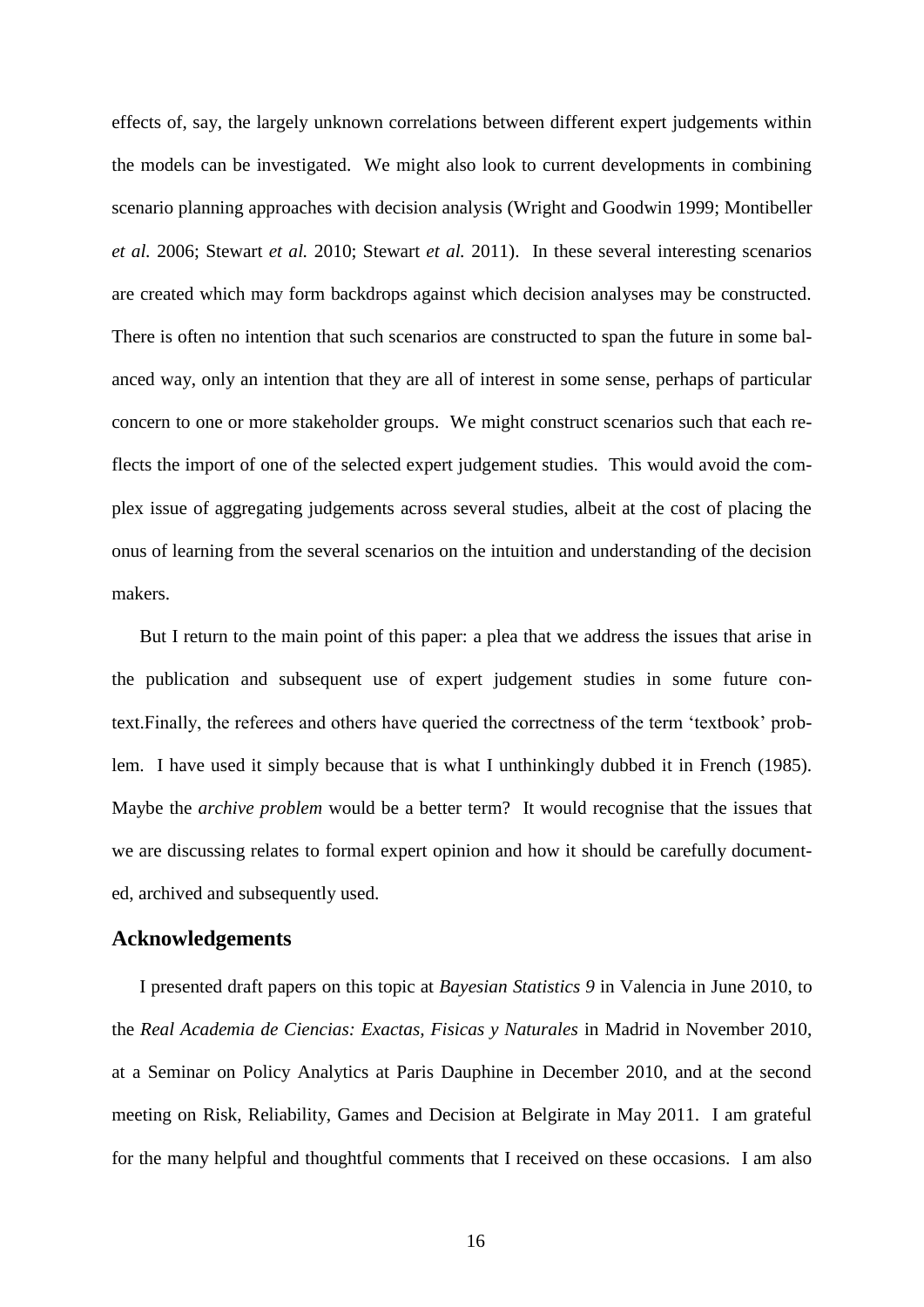effects of, say, the largely unknown correlations between different expert judgements within the models can be investigated. We might also look to current developments in combining scenario planning approaches with decision analysis (Wright and Goodwin 1999; Montibeller *et al.* 2006; Stewart *et al.* 2010; Stewart *et al.* 2011). In these several interesting scenarios are created which may form backdrops against which decision analyses may be constructed. There is often no intention that such scenarios are constructed to span the future in some balanced way, only an intention that they are all of interest in some sense, perhaps of particular concern to one or more stakeholder groups. We might construct scenarios such that each reflects the import of one of the selected expert judgement studies. This would avoid the complex issue of aggregating judgements across several studies, albeit at the cost of placing the onus of learning from the several scenarios on the intuition and understanding of the decision makers.

But I return to the main point of this paper: a plea that we address the issues that arise in the publication and subsequent use of expert judgement studies in some future context.Finally, the referees and others have queried the correctness of the term 'textbook' problem. I have used it simply because that is what I unthinkingly dubbed it in French (1985). Maybe the *archive problem* would be a better term? It would recognise that the issues that we are discussing relates to formal expert opinion and how it should be carefully documented, archived and subsequently used.

## Acknowledgements

I presented draft papers on this topic at *Bayesian Statistics 9* in Valencia in June 2010, to the *Real Academia de Ciencias: Exactas, Fisicas y Naturales* in Madrid in November 2010, at a Seminar on Policy Analytics at Paris Dauphine in December 2010, and at the second meeting on Risk, Reliability, Games and Decision at Belgirate in May 2011. I am grateful for the many helpful and thoughtful comments that I received on these occasions. I am also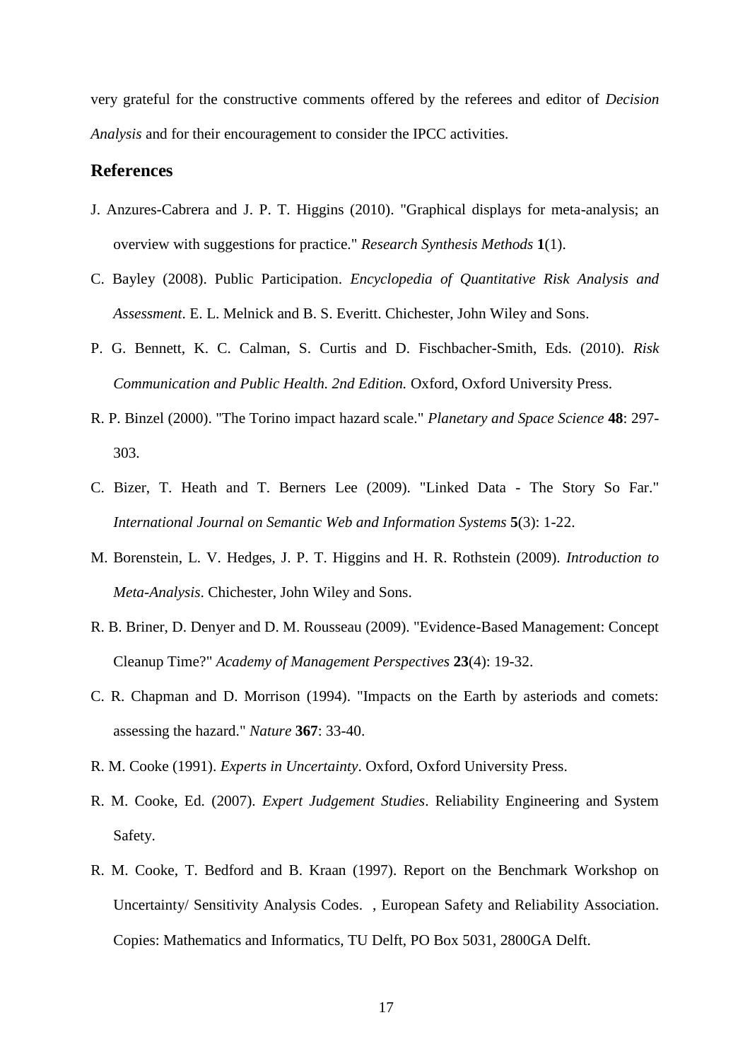very grateful for the constructive comments offered by the referees and editor of *Decision Analysis* and for their encouragement to consider the IPCC activities.

## References

J. Anzures-Cabrera and J. P. T. Higgins (2010). "Graphical displays for meta-analysis; an overview with suggestions for practice." *Research Synthesis Methods* **1**(1).

C. Bayley (2008). Public Participation. *Encyclopedia of Quantitative Risk Analysis and Assessment*. E. L. Melnick and B. S. Everitt. Chichester, John Wiley and Sons.

P. G. Bennett, K. C. Calman, S. Curtis and D. Fischbacher-Smith, Eds. (2010). *Risk Communication and Public Health. 2nd Edition.* Oxford, Oxford University Press.

R. P. Binzel (2000). "The Torino impact hazard scale." *Planetary and Space Science* **48**: 297-303.

C. Bizer, T. Heath and T. Berners Lee (2009). "Linked Data - The Story So Far." *International Journal on Semantic Web and Information Systems* **5**(3): 1-22.

M. Borenstein, L. V. Hedges, J. P. T. Higgins and H. R. Rothstein (2009). *Introduction to Meta-Analysis*. Chichester, John Wiley and Sons.

R. B. Briner, D. Denyer and D. M. Rousseau (2009). "Evidence-Based Management: Concept Cleanup Time?" *Academy of Management Perspectives* **23**(4): 19-32.

C. R. Chapman and D. Morrison (1994). "Impacts on the Earth by asteriods and comets: assessing the hazard." *Nature* **367**: 33-40.

R. M. Cooke (1991). *Experts in Uncertainty*. Oxford, Oxford University Press.

R. M. Cooke, Ed. (2007). *Expert Judgement Studies*. Reliability Engineering and System Safety.

R. M. Cooke, T. Bedford and B. Kraan (1997). Report on the Benchmark Workshop on Uncertainty/ Sensitivity Analysis Codes. , European Safety and Reliability Association. Copies: Mathematics and Informatics, TU Delft, PO Box 5031, 2800GA Delft.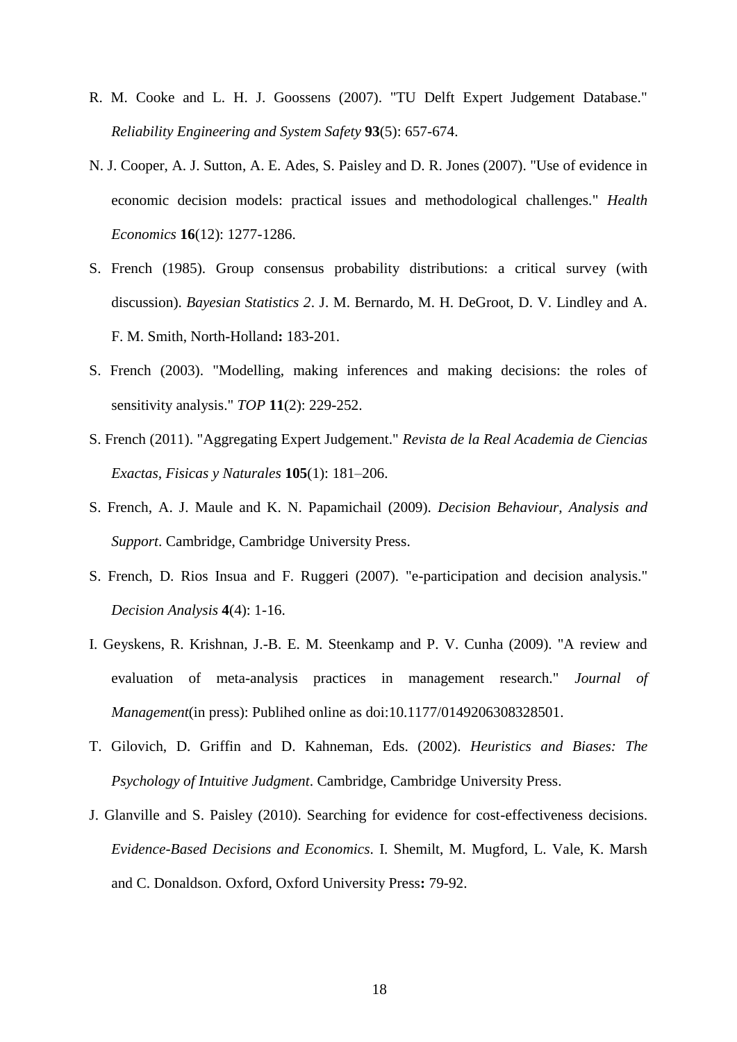R. M. Cooke and L. H. J. Goossens (2007). "TU Delft Expert Judgement Database." *Reliability Engineering and System Safety* **93**(5): 657-674.

N. J. Cooper, A. J. Sutton, A. E. Ades, S. Paisley and D. R. Jones (2007). "Use of evidence in economic decision models: practical issues and methodological challenges." *Health Economics* **16**(12): 1277-1286.

S. French (1985). Group consensus probability distributions: a critical survey (with discussion). *Bayesian Statistics 2*. J. M. Bernardo, M. H. DeGroot, D. V. Lindley and A. F. M. Smith, North-Holland**:** 183-201.

S. French (2003). "Modelling, making inferences and making decisions: the roles of sensitivity analysis." *TOP* **11**(2): 229-252.

S. French (2011). "Aggregating Expert Judgement." *Revista de la Real Academia de Ciencias Exactas, Fisicas y Naturales* **105**(1): 181–206.

S. French, A. J. Maule and K. N. Papamichail (2009). *Decision Behaviour, Analysis and Support*. Cambridge, Cambridge University Press.

S. French, D. Rios Insua and F. Ruggeri (2007). "e-participation and decision analysis." *Decision Analysis* **4**(4): 1-16.

I. Geyskens, R. Krishnan, J.-B. E. M. Steenkamp and P. V. Cunha (2009). "A review and evaluation of meta-analysis practices in management research." *Journal of Management*(in press): Publihed online as doi:10.1177/0149206308328501.

T. Gilovich, D. Griffin and D. Kahneman, Eds. (2002). *Heuristics and Biases: The Psychology of Intuitive Judgment*. Cambridge, Cambridge University Press.

J. Glanville and S. Paisley (2010). Searching for evidence for cost-effectiveness decisions. *Evidence-Based Decisions and Economics*. I. Shemilt, M. Mugford, L. Vale, K. Marsh and C. Donaldson. Oxford, Oxford University Press**:** 79-92.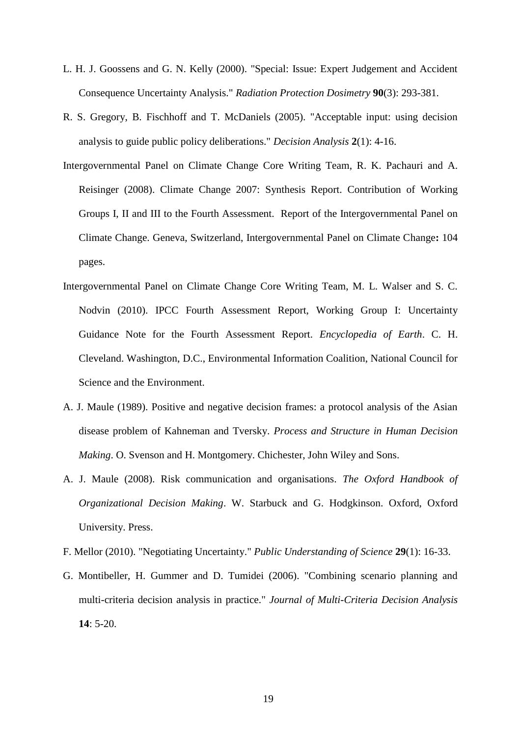L. H. J. Goossens and G. N. Kelly (2000). "Special: Issue: Expert Judgement and Accident Consequence Uncertainty Analysis." *Radiation Protection Dosimetry* **90**(3): 293-381.

R. S. Gregory, B. Fischhoff and T. McDaniels (2005). "Acceptable input: using decision analysis to guide public policy deliberations." *Decision Analysis* **2**(1): 4-16.

Intergovernmental Panel on Climate Change Core Writing Team, R. K. Pachauri and A. Reisinger (2008). Climate Change 2007: Synthesis Report. Contribution of Working Groups I, II and III to the Fourth Assessment. Report of the Intergovernmental Panel on Climate Change. Geneva, Switzerland, Intergovernmental Panel on Climate Change**:** 104 pages.

Intergovernmental Panel on Climate Change Core Writing Team, M. L. Walser and S. C. Nodvin (2010). IPCC Fourth Assessment Report, Working Group I: Uncertainty Guidance Note for the Fourth Assessment Report. *Encyclopedia of Earth*. C. H. Cleveland. Washington, D.C., Environmental Information Coalition, National Council for Science and the Environment.

A. J. Maule (1989). Positive and negative decision frames: a protocol analysis of the Asian disease problem of Kahneman and Tversky. *Process and Structure in Human Decision Making*. O. Svenson and H. Montgomery. Chichester, John Wiley and Sons.

A. J. Maule (2008). Risk communication and organisations. *The Oxford Handbook of Organizational Decision Making*. W. Starbuck and G. Hodgkinson. Oxford, Oxford University. Press.

F. Mellor (2010). "Negotiating Uncertainty." *Public Understanding of Science* **29**(1): 16-33.

G. Montibeller, H. Gummer and D. Tumidei (2006). "Combining scenario planning and multi-criteria decision analysis in practice." *Journal of Multi-Criteria Decision Analysis* **14**: 5-20.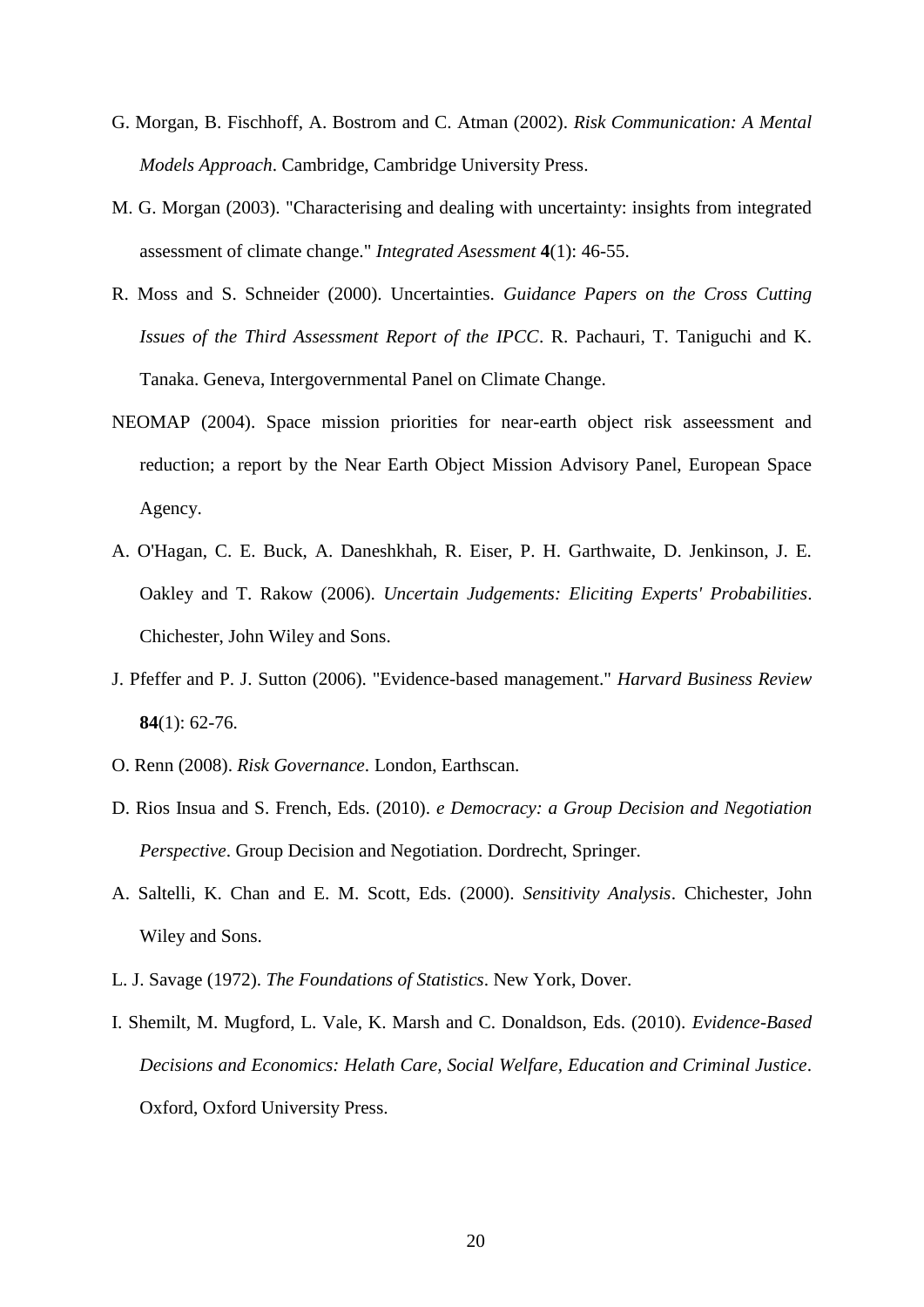G. Morgan, B. Fischhoff, A. Bostrom and C. Atman (2002). *Risk Communication: A Mental Models Approach*. Cambridge, Cambridge University Press.

M. G. Morgan (2003). "Characterising and dealing with uncertainty: insights from integrated assessment of climate change." *Integrated Asessment* **4**(1): 46-55.

R. Moss and S. Schneider (2000). Uncertainties. *Guidance Papers on the Cross Cutting Issues of the Third Assessment Report of the IPCC*. R. Pachauri, T. Taniguchi and K. Tanaka. Geneva, Intergovernmental Panel on Climate Change.

NEOMAP (2004). Space mission priorities for near-earth object risk asseessment and reduction; a report by the Near Earth Object Mission Advisory Panel, European Space Agency.

A. O'Hagan, C. E. Buck, A. Daneshkhah, R. Eiser, P. H. Garthwaite, D. Jenkinson, J. E. Oakley and T. Rakow (2006). *Uncertain Judgements: Eliciting Experts' Probabilities*. Chichester, John Wiley and Sons.

J. Pfeffer and P. J. Sutton (2006). "Evidence-based management." *Harvard Business Review* **84**(1): 62-76.

O. Renn (2008). *Risk Governance*. London, Earthscan.

D. Rios Insua and S. French, Eds. (2010). *e Democracy: a Group Decision and Negotiation Perspective*. Group Decision and Negotiation. Dordrecht, Springer.

A. Saltelli, K. Chan and E. M. Scott, Eds. (2000). *Sensitivity Analysis*. Chichester, John Wiley and Sons.

L. J. Savage (1972). *The Foundations of Statistics*. New York, Dover.

I. Shemilt, M. Mugford, L. Vale, K. Marsh and C. Donaldson, Eds. (2010). *Evidence-Based Decisions and Economics: Helath Care, Social Welfare, Education and Criminal Justice*. Oxford, Oxford University Press.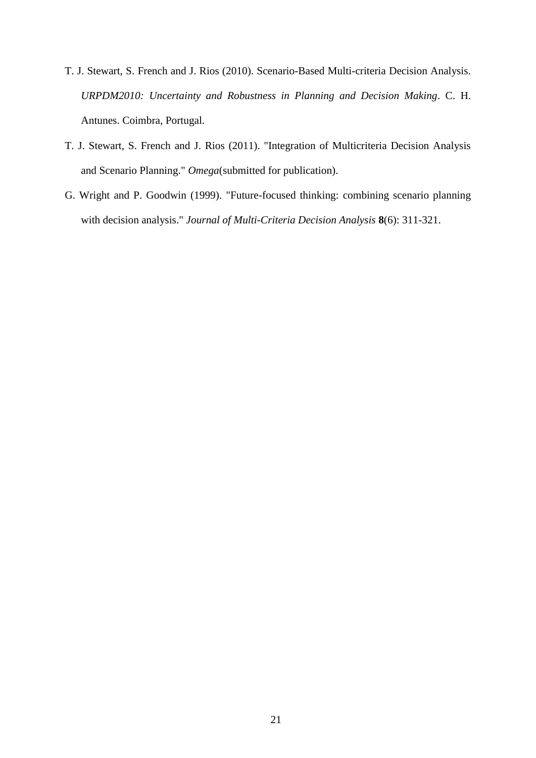T. J. Stewart, S. French and J. Rios (2010). Scenario-Based Multi-criteria Decision Analysis. *URPDM2010: Uncertainty and Robustness in Planning and Decision Making*. C. H. Antunes. Coimbra, Portugal.

T. J. Stewart, S. French and J. Rios (2011). "Integration of Multicriteria Decision Analysis and Scenario Planning." *Omega*(submitted for publication).

G. Wright and P. Goodwin (1999). "Future-focused thinking: combining scenario planning with decision analysis." *Journal of Multi-Criteria Decision Analysis* **8**(6): 311-321.